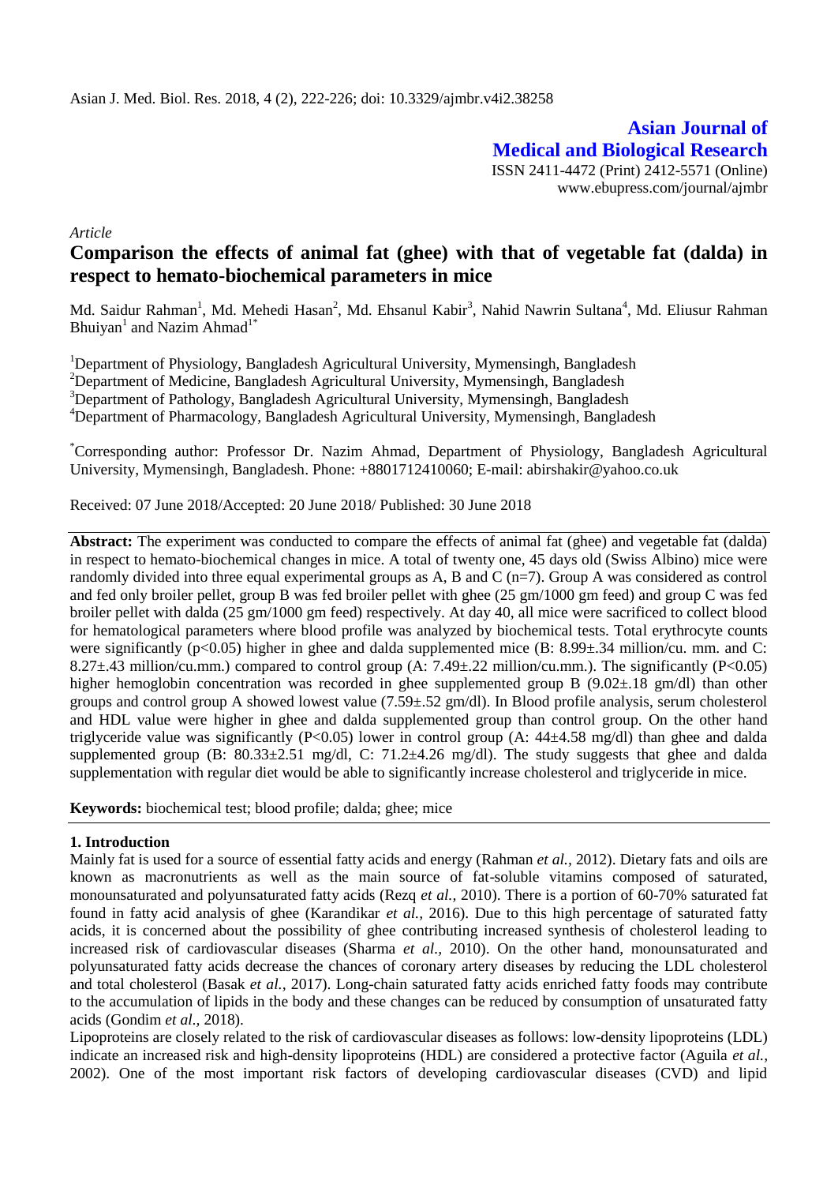*Article*

# Comparison the effects of animal fat (ghee) with that of vegetable fat (dalda) in respect to hemato-biochemical parameters in mice

Md. Saidur Rahman[1], Md. Mehedi Hasan[2], Md. Ehsanul Kabir[3], Nahid Nawrin Sultana[4], Md. Eliusur Rahman Bhuiyan[1] and Nazim Ahmad[1*]

[1]Department of Physiology, Bangladesh Agricultural University, Mymensingh, Bangladesh
[2]Department of Medicine, Bangladesh Agricultural University, Mymensingh, Bangladesh
[3]Department of Pathology, Bangladesh Agricultural University, Mymensingh, Bangladesh
[4]Department of Pharmacology, Bangladesh Agricultural University, Mymensingh, Bangladesh

[*]Corresponding author: Professor Dr. Nazim Ahmad, Department of Physiology, Bangladesh Agricultural University, Mymensingh, Bangladesh. Phone: +8801712410060; E-mail: abirshakir@yahoo.co.uk

Received: 07 June 2018/Accepted: 20 June 2018/ Published: 30 June 2018

**Abstract:** The experiment was conducted to compare the effects of animal fat (ghee) and vegetable fat (dalda) in respect to hemato-biochemical changes in mice. A total of twenty one, 45 days old (Swiss Albino) mice were randomly divided into three equal experimental groups as A, B and C (n=7). Group A was considered as control and fed only broiler pellet, group B was fed broiler pellet with ghee (25 gm/1000 gm feed) and group C was fed broiler pellet with dalda (25 gm/1000 gm feed) respectively. At day 40, all mice were sacrificed to collect blood for hematological parameters where blood profile was analyzed by biochemical tests. Total erythrocyte counts were significantly ($p<0.05$) higher in ghee and dalda supplemented mice (B: 8.99±.34 million/cu. mm. and C: 8.27±.43 million/cu.mm.) compared to control group (A: 7.49±.22 million/cu.mm.). The significantly ($P<0.05$) higher hemoglobin concentration was recorded in ghee supplemented group B (9.02±.18 gm/dl) than other groups and control group A showed lowest value (7.59±.52 gm/dl). In Blood profile analysis, serum cholesterol and HDL value were higher in ghee and dalda supplemented group than control group. On the other hand triglyceride value was significantly ($P<0.05$) lower in control group (A: 44±4.58 mg/dl) than ghee and dalda supplemented group (B: 80.33±2.51 mg/dl, C: 71.2±4.26 mg/dl). The study suggests that ghee and dalda supplementation with regular diet would be able to significantly increase cholesterol and triglyceride in mice.

**Keywords:** biochemical test; blood profile; dalda; ghee; mice

## 1. Introduction

Mainly fat is used for a source of essential fatty acids and energy (Rahman *et al.,* 2012). Dietary fats and oils are known as macronutrients as well as the main source of fat-soluble vitamins composed of saturated, monounsaturated and polyunsaturated fatty acids (Rezq *et al.,* 2010). There is a portion of 60-70% saturated fat found in fatty acid analysis of ghee (Karandikar *et al.,* 2016). Due to this high percentage of saturated fatty acids, it is concerned about the possibility of ghee contributing increased synthesis of cholesterol leading to increased risk of cardiovascular diseases (Sharma *et al.,* 2010). On the other hand, monounsaturated and polyunsaturated fatty acids decrease the chances of coronary artery diseases by reducing the LDL cholesterol and total cholesterol (Basak *et al.,* 2017). Long-chain saturated fatty acids enriched fatty foods may contribute to the accumulation of lipids in the body and these changes can be reduced by consumption of unsaturated fatty acids (Gondim *et al.,* 2018).

Lipoproteins are closely related to the risk of cardiovascular diseases as follows: low-density lipoproteins (LDL) indicate an increased risk and high-density lipoproteins (HDL) are considered a protective factor (Aguila *et al.,* 2002). One of the most important risk factors of developing cardiovascular diseases (CVD) and lipid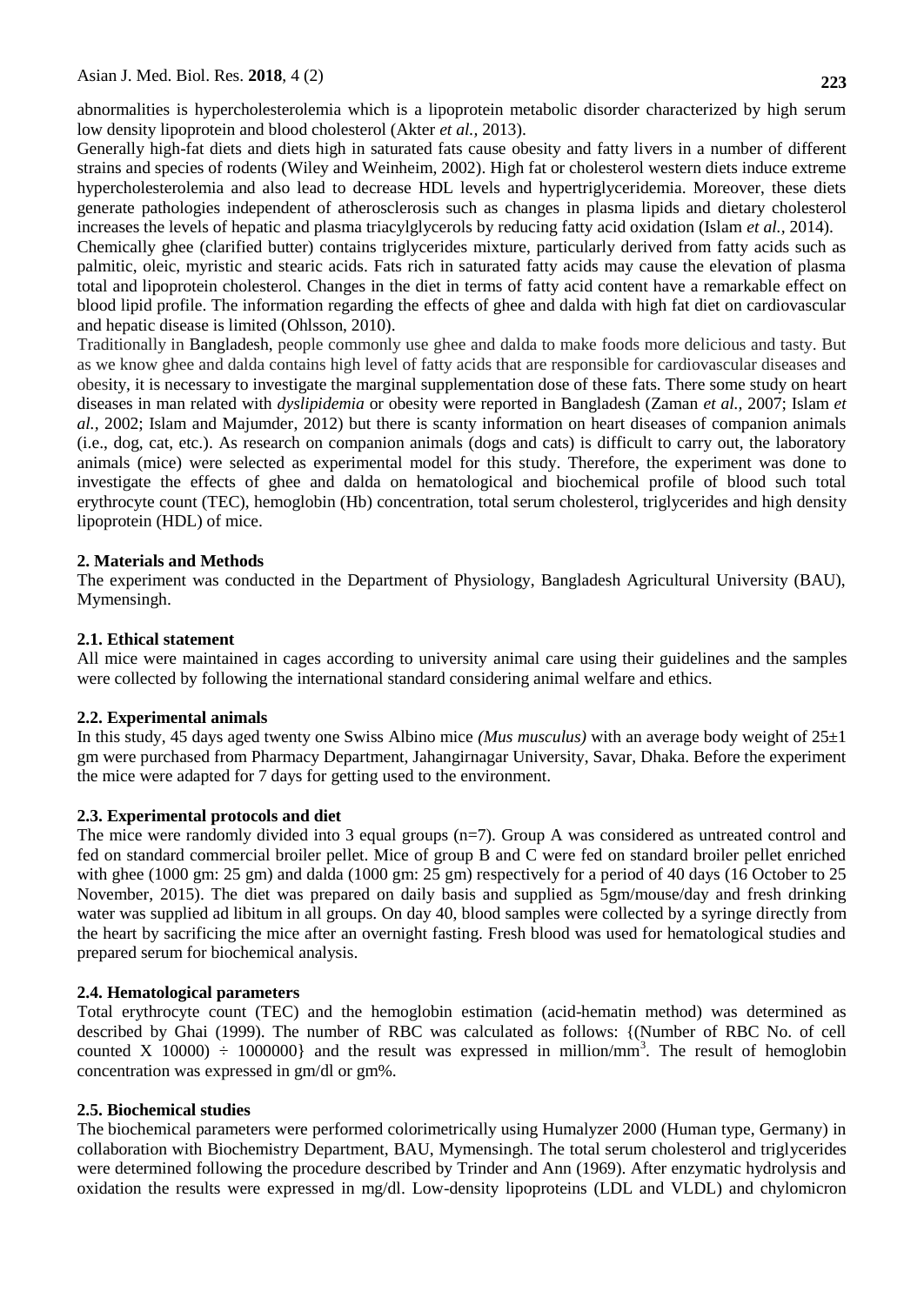abnormalities is hypercholesterolemia which is a lipoprotein metabolic disorder characterized by high serum low density lipoprotein and blood cholesterol (Akter *et al.,* 2013).

Generally high-fat diets and diets high in saturated fats cause obesity and fatty livers in a number of different strains and species of rodents (Wiley and Weinheim, 2002). High fat or cholesterol western diets induce extreme hypercholesterolemia and also lead to decrease HDL levels and hypertriglyceridemia. Moreover, these diets generate pathologies independent of atherosclerosis such as changes in plasma lipids and dietary cholesterol increases the levels of hepatic and plasma triacylglycerols by reducing fatty acid oxidation (Islam *et al.,* 2014).

Chemically ghee (clarified butter) contains triglycerides mixture, particularly derived from fatty acids such as palmitic, oleic, myristic and stearic acids. Fats rich in saturated fatty acids may cause the elevation of plasma total and lipoprotein cholesterol. Changes in the diet in terms of fatty acid content have a remarkable effect on blood lipid profile. The information regarding the effects of ghee and dalda with high fat diet on cardiovascular and hepatic disease is limited (Ohlsson, 2010).

Traditionally in Bangladesh, people commonly use ghee and dalda to make foods more delicious and tasty. But as we know ghee and dalda contains high level of fatty acids that are responsible for cardiovascular diseases and obesity, it is necessary to investigate the marginal supplementation dose of these fats. There some study on heart diseases in man related with *dyslipidemia* or obesity were reported in Bangladesh (Zaman *et al.,* 2007; Islam *et al.,* 2002; Islam and Majumder, 2012) but there is scanty information on heart diseases of companion animals (i.e., dog, cat, etc.). As research on companion animals (dogs and cats) is difficult to carry out, the laboratory animals (mice) were selected as experimental model for this study. Therefore, the experiment was done to investigate the effects of ghee and dalda on hematological and biochemical profile of blood such total erythrocyte count (TEC), hemoglobin (Hb) concentration, total serum cholesterol, triglycerides and high density lipoprotein (HDL) of mice.

## 2. Materials and Methods

The experiment was conducted in the Department of Physiology, Bangladesh Agricultural University (BAU), Mymensingh.

### 2.1. Ethical statement

All mice were maintained in cages according to university animal care using their guidelines and the samples were collected by following the international standard considering animal welfare and ethics.

### 2.2. Experimental animals

In this study, 45 days aged twenty one Swiss Albino mice *(Mus musculus)* with an average body weight of 25±1 gm were purchased from Pharmacy Department, Jahangirnagar University, Savar, Dhaka. Before the experiment the mice were adapted for 7 days for getting used to the environment.

### 2.3. Experimental protocols and diet

The mice were randomly divided into 3 equal groups (n=7). Group A was considered as untreated control and fed on standard commercial broiler pellet. Mice of group B and C were fed on standard broiler pellet enriched with ghee (1000 gm: 25 gm) and dalda (1000 gm: 25 gm) respectively for a period of 40 days (16 October to 25 November, 2015). The diet was prepared on daily basis and supplied as 5gm/mouse/day and fresh drinking water was supplied ad libitum in all groups. On day 40, blood samples were collected by a syringe directly from the heart by sacrificing the mice after an overnight fasting. Fresh blood was used for hematological studies and prepared serum for biochemical analysis.

### 2.4. Hematological parameters

Total erythrocyte count (TEC) and the hemoglobin estimation (acid-hematin method) was determined as described by Ghai (1999). The number of RBC was calculated as follows: {(Number of RBC No. of cell counted X 10000) ÷ 1000000} and the result was expressed in million/mm$^3$. The result of hemoglobin concentration was expressed in gm/dl or gm%.

### 2.5. Biochemical studies

The biochemical parameters were performed colorimetrically using Humalyzer 2000 (Human type, Germany) in collaboration with Biochemistry Department, BAU, Mymensingh. The total serum cholesterol and triglycerides were determined following the procedure described by Trinder and Ann (1969). After enzymatic hydrolysis and oxidation the results were expressed in mg/dl. Low-density lipoproteins (LDL and VLDL) and chylomicron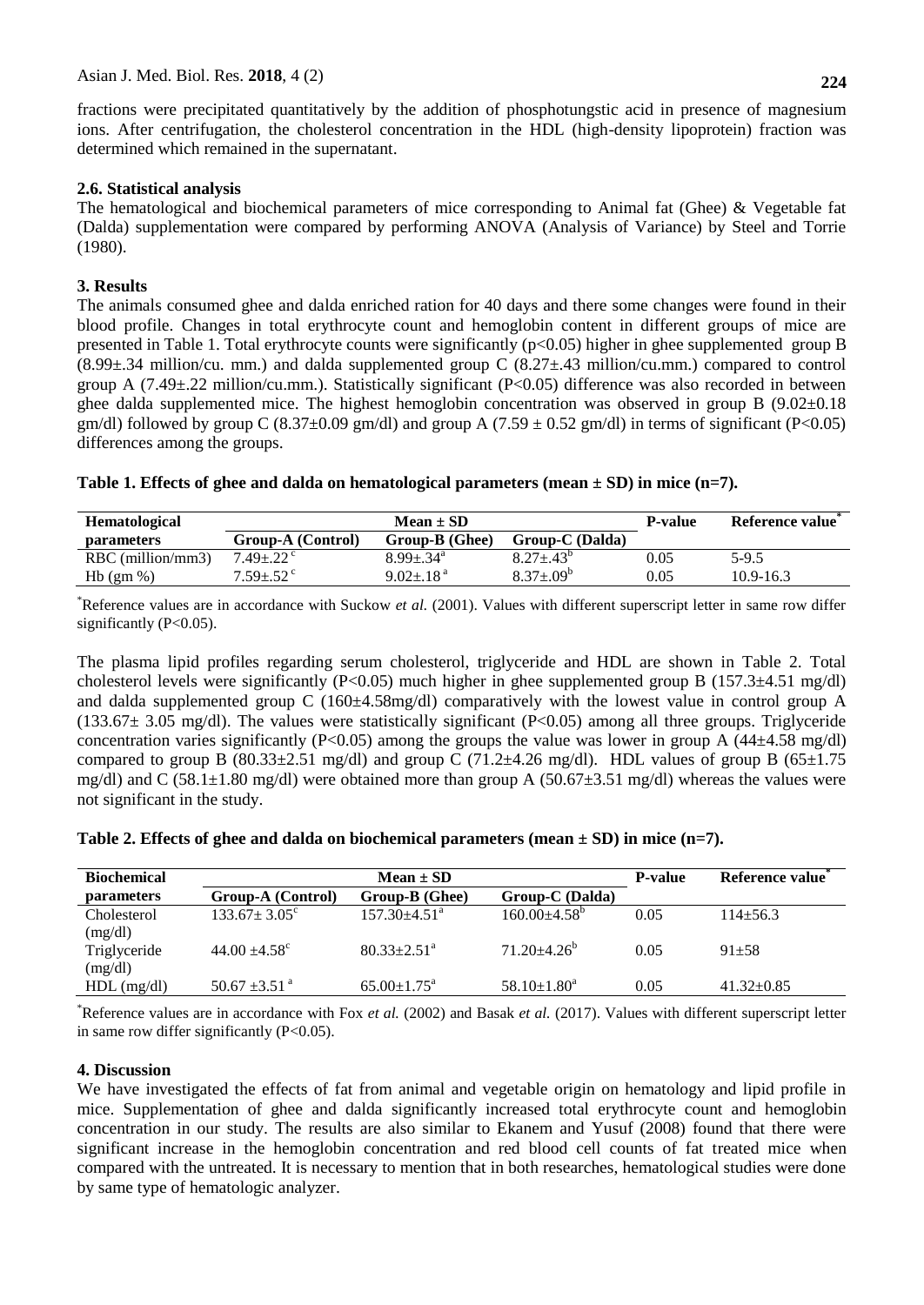fractions were precipitated quantitatively by the addition of phosphotungstic acid in presence of magnesium ions. After centrifugation, the cholesterol concentration in the HDL (high-density lipoprotein) fraction was determined which remained in the supernatant.

### 2.6. Statistical analysis

The hematological and biochemical parameters of mice corresponding to Animal fat (Ghee) & Vegetable fat (Dalda) supplementation were compared by performing ANOVA (Analysis of Variance) by Steel and Torrie (1980).

## 3. Results

The animals consumed ghee and dalda enriched ration for 40 days and there some changes were found in their blood profile. Changes in total erythrocyte count and hemoglobin content in different groups of mice are presented in Table 1. Total erythrocyte counts were significantly ($p<0.05$) higher in ghee supplemented group B (8.99±.34 million/cu. mm.) and dalda supplemented group C (8.27±.43 million/cu.mm.) compared to control group A (7.49±.22 million/cu.mm.). Statistically significant ($P<0.05$) difference was also recorded in between ghee dalda supplemented mice. The highest hemoglobin concentration was observed in group B (9.02±0.18 gm/dl) followed by group C (8.37±0.09 gm/dl) and group A (7.59 ± 0.52 gm/dl) in terms of significant ($P<0.05$) differences among the groups.

**Table 1. Effects of ghee and dalda on hematological parameters (mean ± SD) in mice (n=7).**

| Hematological parameters | Mean ± SD | | | P-value | Reference value* |
|---|---|---|---|---|---|
| | Group-A (Control) | Group-B (Ghee) | Group-C (Dalda) | | |
| RBC (million/mm3) | 7.49±.22 $^{c}$ | 8.99±.34 $^{a}$ | 8.27±.43 $^{b}$ | 0.05 | 5-9.5 |
| Hb (gm %) | 7.59±.52 $^{c}$ | 9.02±.18 $^{a}$ | 8.37±.09 $^{b}$ | 0.05 | 10.9-16.3 |

*Reference values are in accordance with Suckow *et al.* (2001). Values with different superscript letter in same row differ significantly ($P<0.05$).

The plasma lipid profiles regarding serum cholesterol, triglyceride and HDL are shown in Table 2. Total cholesterol levels were significantly ($P<0.05$) much higher in ghee supplemented group B (157.3±4.51 mg/dl) and dalda supplemented group C (160±4.58mg/dl) comparatively with the lowest value in control group A (133.67± 3.05 mg/dl). The values were statistically significant ($P<0.05$) among all three groups. Triglyceride concentration varies significantly ($P<0.05$) among the groups the value was lower in group A (44±4.58 mg/dl) compared to group B (80.33±2.51 mg/dl) and group C (71.2±4.26 mg/dl). HDL values of group B (65±1.75 mg/dl) and C (58.1±1.80 mg/dl) were obtained more than group A (50.67±3.51 mg/dl) whereas the values were not significant in the study.

**Table 2. Effects of ghee and dalda on biochemical parameters (mean ± SD) in mice (n=7).**

| Biochemical parameters | Mean ± SD | | | P-value | Reference value* |
|---|---|---|---|---|---|
| | Group-A (Control) | Group-B (Ghee) | Group-C (Dalda) | | |
| Cholesterol (mg/dl) | 133.67± 3.05 $^{c}$ | 157.30±4.51 $^{a}$ | 160.00±4.58 $^{b}$ | 0.05 | 114±56.3 |
| Triglyceride (mg/dl) | 44.00 ±4.58 $^{c}$ | 80.33±2.51 $^{a}$ | 71.20±4.26 $^{b}$ | 0.05 | 91±58 |
| HDL (mg/dl) | 50.67 ±3.51 $^{a}$ | 65.00±1.75 $^{a}$ | 58.10±1.80 $^{a}$ | 0.05 | 41.32±0.85 |

*Reference values are in accordance with Fox *et al.* (2002) and Basak *et al.* (2017). Values with different superscript letter in same row differ significantly ($P<0.05$).

## 4. Discussion

We have investigated the effects of fat from animal and vegetable origin on hematology and lipid profile in mice. Supplementation of ghee and dalda significantly increased total erythrocyte count and hemoglobin concentration in our study. The results are also similar to Ekanem and Yusuf (2008) found that there were significant increase in the hemoglobin concentration and red blood cell counts of fat treated mice when compared with the untreated. It is necessary to mention that in both researches, hematological studies were done by same type of hematologic analyzer.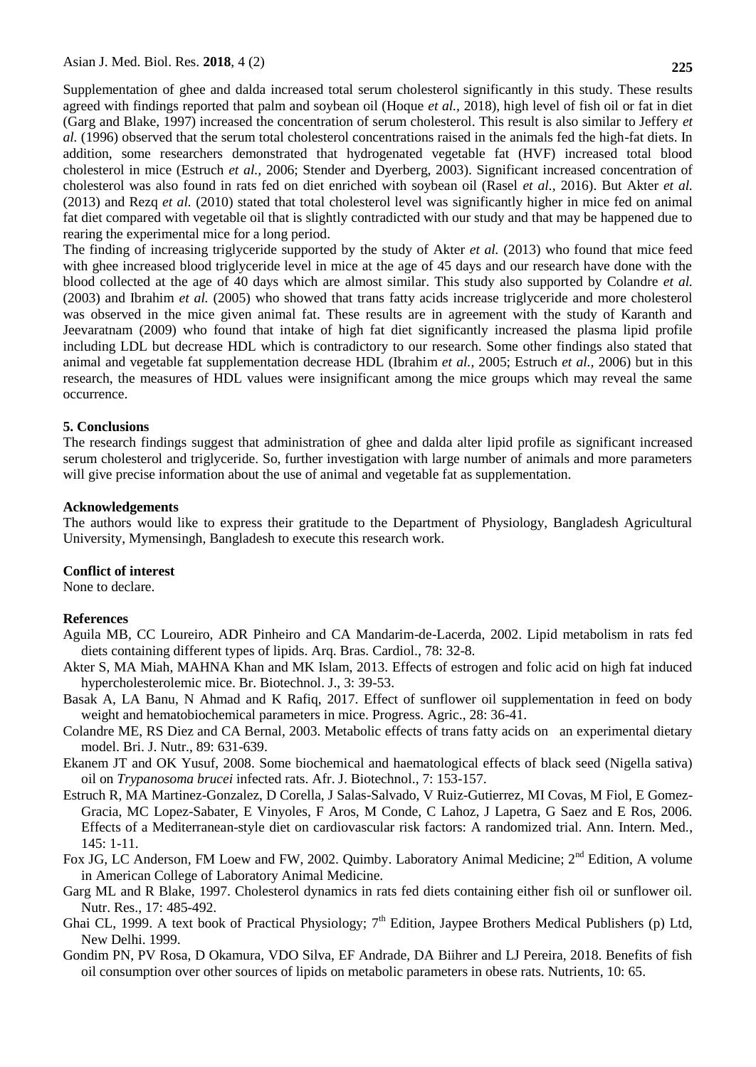Supplementation of ghee and dalda increased total serum cholesterol significantly in this study. These results agreed with findings reported that palm and soybean oil (Hoque *et al.,* 2018), high level of fish oil or fat in diet (Garg and Blake, 1997) increased the concentration of serum cholesterol. This result is also similar to Jeffery *et al.* (1996) observed that the serum total cholesterol concentrations raised in the animals fed the high-fat diets. In addition, some researchers demonstrated that hydrogenated vegetable fat (HVF) increased total blood cholesterol in mice (Estruch *et al.,* 2006; Stender and Dyerberg, 2003). Significant increased concentration of cholesterol was also found in rats fed on diet enriched with soybean oil (Rasel *et al.*, 2016). But Akter *et al.* (2013) and Rezq *et al.* (2010) stated that total cholesterol level was significantly higher in mice fed on animal fat diet compared with vegetable oil that is slightly contradicted with our study and that may be happened due to rearing the experimental mice for a long period.

The finding of increasing triglyceride supported by the study of Akter *et al.* (2013) who found that mice feed with ghee increased blood triglyceride level in mice at the age of 45 days and our research have done with the blood collected at the age of 40 days which are almost similar. This study also supported by Colandre *et al.* (2003) and Ibrahim *et al.* (2005) who showed that trans fatty acids increase triglyceride and more cholesterol was observed in the mice given animal fat. These results are in agreement with the study of Karanth and Jeevaratnam (2009) who found that intake of high fat diet significantly increased the plasma lipid profile including LDL but decrease HDL which is contradictory to our research. Some other findings also stated that animal and vegetable fat supplementation decrease HDL (Ibrahim *et al.,* 2005; Estruch *et al.,* 2006) but in this research, the measures of HDL values were insignificant among the mice groups which may reveal the same occurrence.

## 5. Conclusions

The research findings suggest that administration of ghee and dalda alter lipid profile as significant increased serum cholesterol and triglyceride. So, further investigation with large number of animals and more parameters will give precise information about the use of animal and vegetable fat as supplementation.

## Acknowledgements

The authors would like to express their gratitude to the Department of Physiology, Bangladesh Agricultural University, Mymensingh, Bangladesh to execute this research work.

## Conflict of interest

None to declare.

## References

Aguila MB, CC Loureiro, ADR Pinheiro and CA Mandarim-de-Lacerda, 2002. Lipid metabolism in rats fed diets containing different types of lipids. Arq. Bras. Cardiol., 78: 32-8.

Akter S, MA Miah, MAHNA Khan and MK Islam, 2013. Effects of estrogen and folic acid on high fat induced hypercholesterolemic mice. Br. Biotechnol. J., 3: 39-53.

Basak A, LA Banu, N Ahmad and K Rafiq, 2017. Effect of sunflower oil supplementation in feed on body weight and hematobiochemical parameters in mice. Progress. Agric., 28: 36-41.

Colandre ME, RS Diez and CA Bernal, 2003. Metabolic effects of trans fatty acids on an experimental dietary model. Bri. J. Nutr., 89: 631-639.

Ekanem JT and OK Yusuf, 2008. Some biochemical and haematological effects of black seed (Nigella sativa) oil on *Trypanosoma brucei* infected rats. Afr. J. Biotechnol., 7: 153-157.

Estruch R, MA Martinez-Gonzalez, D Corella, J Salas-Salvado, V Ruiz-Gutierrez, MI Covas, M Fiol, E Gomez-Gracia, MC Lopez-Sabater, E Vinyoles, F Aros, M Conde, C Lahoz, J Lapetra, G Saez and E Ros, 2006. Effects of a Mediterranean-style diet on cardiovascular risk factors: A randomized trial. Ann. Intern. Med., 145: 1-11.

Fox JG, LC Anderson, FM Loew and FW, 2002. Quimby. Laboratory Animal Medicine; 2nd Edition, A volume in American College of Laboratory Animal Medicine.

Garg ML and R Blake, 1997. Cholesterol dynamics in rats fed diets containing either fish oil or sunflower oil. Nutr. Res., 17: 485-492.

Ghai CL, 1999. A text book of Practical Physiology; 7th Edition, Jaypee Brothers Medical Publishers (p) Ltd, New Delhi. 1999.

Gondim PN, PV Rosa, D Okamura, VDO Silva, EF Andrade, DA Biihrer and LJ Pereira, 2018. Benefits of fish oil consumption over other sources of lipids on metabolic parameters in obese rats. Nutrients, 10: 65.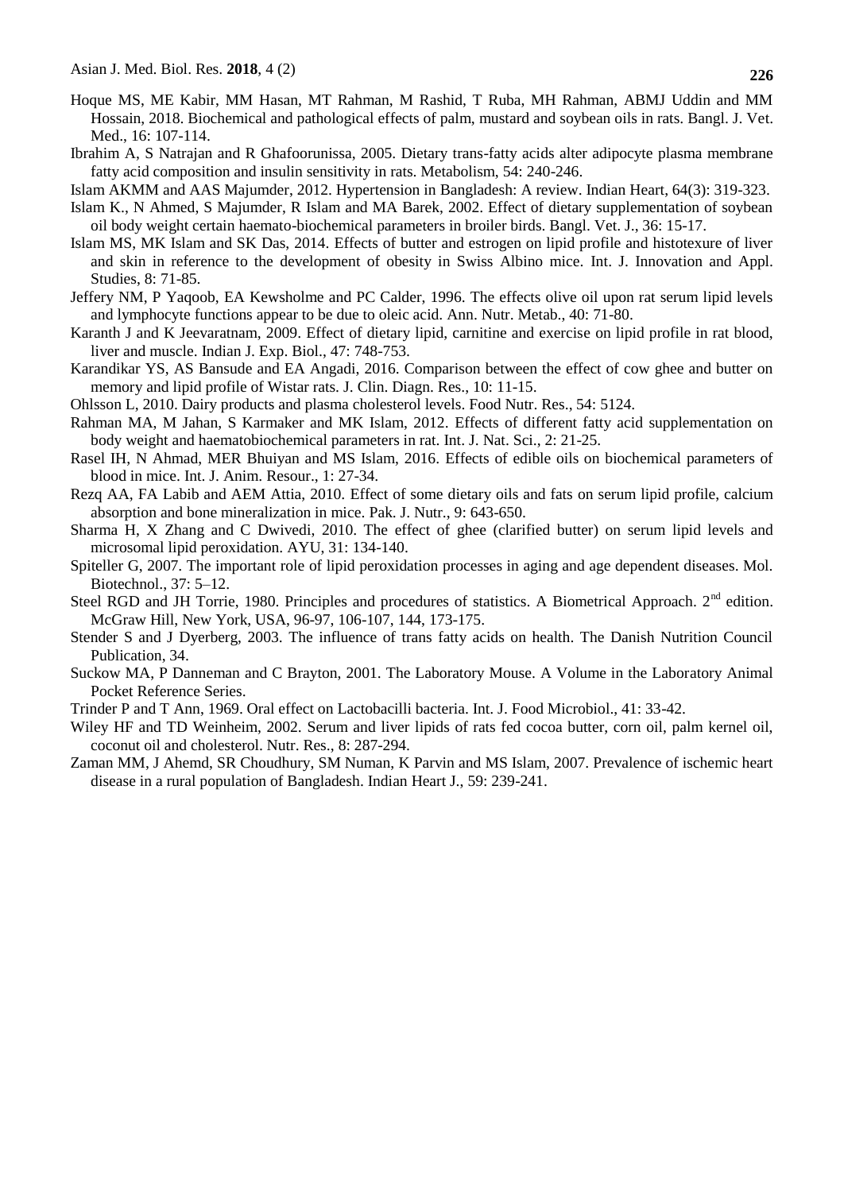Hoque MS, ME Kabir, MM Hasan, MT Rahman, M Rashid, T Ruba, MH Rahman, ABMJ Uddin and MM Hossain, 2018. Biochemical and pathological effects of palm, mustard and soybean oils in rats. Bangl. J. Vet. Med., 16: 107-114.

Ibrahim A, S Natrajan and R Ghafoorunissa, 2005. Dietary trans-fatty acids alter adipocyte plasma membrane fatty acid composition and insulin sensitivity in rats. Metabolism, 54: 240-246.

Islam AKMM and AAS Majumder, 2012. Hypertension in Bangladesh: A review. Indian Heart, 64(3): 319-323.

Islam K., N Ahmed, S Majumder, R Islam and MA Barek, 2002. Effect of dietary supplementation of soybean oil body weight certain haemato-biochemical parameters in broiler birds. Bangl. Vet. J., 36: 15-17.

Islam MS, MK Islam and SK Das, 2014. Effects of butter and estrogen on lipid profile and histotexure of liver and skin in reference to the development of obesity in Swiss Albino mice. Int. J. Innovation and Appl. Studies, 8: 71-85.

Jeffery NM, P Yaqoob, EA Kewsholme and PC Calder, 1996. The effects olive oil upon rat serum lipid levels and lymphocyte functions appear to be due to oleic acid. Ann. Nutr. Metab., 40: 71-80.

Karanth J and K Jeevaratnam, 2009. Effect of dietary lipid, carnitine and exercise on lipid profile in rat blood, liver and muscle. Indian J. Exp. Biol., 47: 748-753.

Karandikar YS, AS Bansude and EA Angadi, 2016. Comparison between the effect of cow ghee and butter on memory and lipid profile of Wistar rats. J. Clin. Diagn. Res., 10: 11-15.

Ohlsson L, 2010. Dairy products and plasma cholesterol levels. Food Nutr. Res., 54: 5124.

Rahman MA, M Jahan, S Karmaker and MK Islam, 2012. Effects of different fatty acid supplementation on body weight and haematobiochemical parameters in rat. Int. J. Nat. Sci., 2: 21-25.

Rasel IH, N Ahmad, MER Bhuiyan and MS Islam, 2016. Effects of edible oils on biochemical parameters of blood in mice. Int. J. Anim. Resour., 1: 27-34.

Rezq AA, FA Labib and AEM Attia, 2010. Effect of some dietary oils and fats on serum lipid profile, calcium absorption and bone mineralization in mice. Pak. J. Nutr., 9: 643-650.

Sharma H, X Zhang and C Dwivedi, 2010. The effect of ghee (clarified butter) on serum lipid levels and microsomal lipid peroxidation. AYU, 31: 134-140.

Spiteller G, 2007. The important role of lipid peroxidation processes in aging and age dependent diseases. Mol. Biotechnol., 37: 5–12.

Steel RGD and JH Torrie, 1980. Principles and procedures of statistics. A Biometrical Approach. 2nd edition. McGraw Hill, New York, USA, 96-97, 106-107, 144, 173-175.

Stender S and J Dyerberg, 2003. The influence of trans fatty acids on health. The Danish Nutrition Council Publication, 34.

Suckow MA, P Danneman and C Brayton, 2001. The Laboratory Mouse. A Volume in the Laboratory Animal Pocket Reference Series.

Trinder P and T Ann, 1969. Oral effect on Lactobacilli bacteria. Int. J. Food Microbiol., 41: 33-42.

Wiley HF and TD Weinheim, 2002. Serum and liver lipids of rats fed cocoa butter, corn oil, palm kernel oil, coconut oil and cholesterol. Nutr. Res., 8: 287-294.

Zaman MM, J Ahemd, SR Choudhury, SM Numan, K Parvin and MS Islam, 2007. Prevalence of ischemic heart disease in a rural population of Bangladesh. Indian Heart J., 59: 239-241.